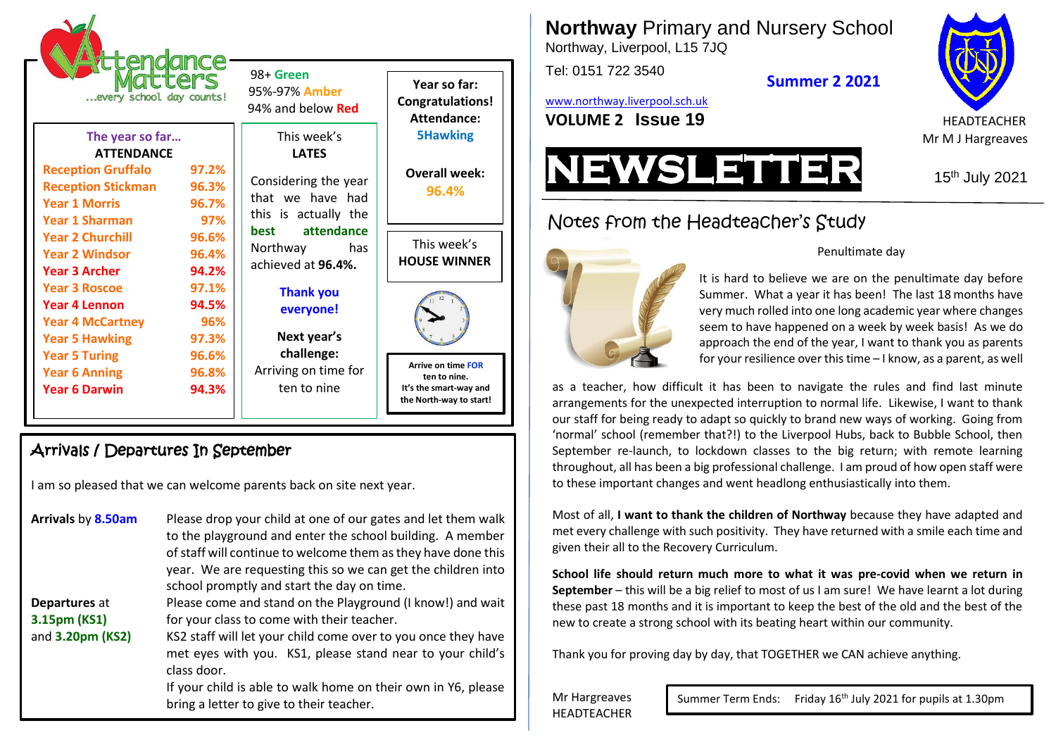# Northway Primary and Nursery School

Northway, Liverpool, L15 7JQ

Tel: 0151 722 3540

**Summer 2 2021**

www.northway.liverpool.sch.uk

**VOLUME 2 Issue 19**

HEADTEACHER
Mr M J Hargreaves

# NEWSLETTER

15th July 2021

## Attendance Matters ...every school day counts!

98+ **Green**
95%-97% **Amber**
94% and below **Red**

**The year so far…**

**ATTENDANCE**

| Class | Attendance |
|---|---|
| **Reception Gruffalo** | **97.2%** |
| **Reception Stickman** | **96.3%** |
| **Year 1 Morris** | **96.7%** |
| **Year 1 Sharman** | **97%** |
| **Year 2 Churchill** | **96.6%** |
| **Year 2 Windsor** | **96.4%** |
| **Year 3 Archer** | **94.2%** |
| **Year 3 Roscoe** | **97.1%** |
| **Year 4 Lennon** | **94.5%** |
| **Year 4 McCartney** | **96%** |
| **Year 5 Hawking** | **97.3%** |
| **Year 5 Turing** | **96.6%** |
| **Year 6 Anning** | **96.8%** |
| **Year 6 Darwin** | **94.3%** |

This week's
**LATES**

Considering the year that we have had this is actually the **best attendance** Northway has achieved at **96.4%.**

**Thank you everyone!**

**Next year's challenge:**
Arriving on time for ten to nine

**Year so far:**
**Congratulations!**
**Attendance:**
**5Hawking**

**Overall week:**
**96.4%**

This week's
**HOUSE WINNER**

**Arrive on time FOR ten to nine.**
**It's the smart-way and the North-way to start!**

## Arrivals / Departures In September

I am so pleased that we can welcome parents back on site next year.

**Arrivals** by **8.50am** — Please drop your child at one of our gates and let them walk to the playground and enter the school building. A member of staff will continue to welcome them as they have done this year. We are requesting this so we can get the children into school promptly and start the day on time.

**Departures** at **3.15pm (KS1)** and **3.20pm (KS2)** — Please come and stand on the Playground (I know!) and wait for your class to come with their teacher.
KS2 staff will let your child come over to you once they have met eyes with you. KS1, please stand near to your child's class door.
If your child is able to walk home on their own in Y6, please bring a letter to give to their teacher.

## Notes from the Headteacher's Study

Penultimate day

It is hard to believe we are on the penultimate day before Summer. What a year it has been! The last 18 months have very much rolled into one long academic year where changes seem to have happened on a week by week basis! As we do approach the end of the year, I want to thank you as parents for your resilience over this time – I know, as a parent, as well as a teacher, how difficult it has been to navigate the rules and find last minute arrangements for the unexpected interruption to normal life. Likewise, I want to thank our staff for being ready to adapt so quickly to brand new ways of working. Going from 'normal' school (remember that?!) to the Liverpool Hubs, back to Bubble School, then September re-launch, to lockdown classes to the big return; with remote learning throughout, all has been a big professional challenge. I am proud of how open staff were to these important changes and went headlong enthusiastically into them.

Most of all, **I want to thank the children of Northway** because they have adapted and met every challenge with such positivity. They have returned with a smile each time and given their all to the Recovery Curriculum.

**School life should return much more to what it was pre-covid when we return in September** – this will be a big relief to most of us I am sure! We have learnt a lot during these past 18 months and it is important to keep the best of the old and the best of the new to create a strong school with its beating heart within our community.

Thank you for proving day by day, that TOGETHER we CAN achieve anything.

Mr Hargreaves
HEADTEACHER

Summer Term Ends: Friday 16th July 2021 for pupils at 1.30pm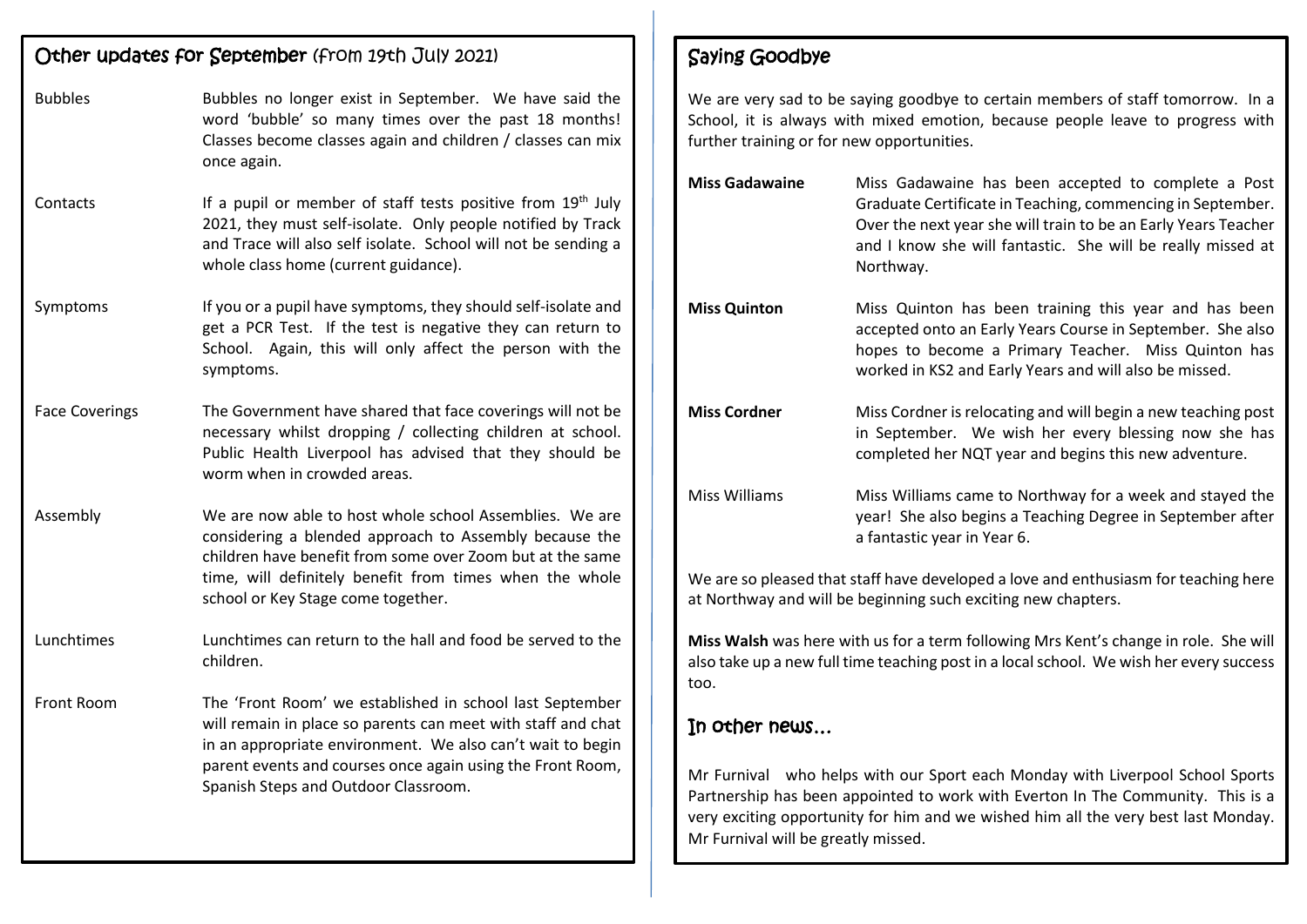## Other updates for September (from 19th July 2021)

| | |
|---|---|
| Bubbles | Bubbles no longer exist in September. We have said the word 'bubble' so many times over the past 18 months! Classes become classes again and children / classes can mix once again. |
| Contacts | If a pupil or member of staff tests positive from 19th July 2021, they must self-isolate. Only people notified by Track and Trace will also self isolate. School will not be sending a whole class home (current guidance). |
| Symptoms | If you or a pupil have symptoms, they should self-isolate and get a PCR Test. If the test is negative they can return to School. Again, this will only affect the person with the symptoms. |
| Face Coverings | The Government have shared that face coverings will not be necessary whilst dropping / collecting children at school. Public Health Liverpool has advised that they should be worm when in crowded areas. |
| Assembly | We are now able to host whole school Assemblies. We are considering a blended approach to Assembly because the children have benefit from some over Zoom but at the same time, will definitely benefit from times when the whole school or Key Stage come together. |
| Lunchtimes | Lunchtimes can return to the hall and food be served to the children. |
| Front Room | The 'Front Room' we established in school last September will remain in place so parents can meet with staff and chat in an appropriate environment. We also can't wait to begin parent events and courses once again using the Front Room, Spanish Steps and Outdoor Classroom. |

## Saying Goodbye

We are very sad to be saying goodbye to certain members of staff tomorrow. In a School, it is always with mixed emotion, because people leave to progress with further training or for new opportunities.

| | |
|---|---|
| **Miss Gadawaine** | Miss Gadawaine has been accepted to complete a Post Graduate Certificate in Teaching, commencing in September. Over the next year she will train to be an Early Years Teacher and I know she will fantastic. She will be really missed at Northway. |
| **Miss Quinton** | Miss Quinton has been training this year and has been accepted onto an Early Years Course in September. She also hopes to become a Primary Teacher. Miss Quinton has worked in KS2 and Early Years and will also be missed. |
| **Miss Cordner** | Miss Cordner is relocating and will begin a new teaching post in September. We wish her every blessing now she has completed her NQT year and begins this new adventure. |
| Miss Williams | Miss Williams came to Northway for a week and stayed the year! She also begins a Teaching Degree in September after a fantastic year in Year 6. |

We are so pleased that staff have developed a love and enthusiasm for teaching here at Northway and will be beginning such exciting new chapters.

**Miss Walsh** was here with us for a term following Mrs Kent's change in role. She will also take up a new full time teaching post in a local school. We wish her every success too.

## In other news…

Mr Furnival who helps with our Sport each Monday with Liverpool School Sports Partnership has been appointed to work with Everton In The Community. This is a very exciting opportunity for him and we wished him all the very best last Monday. Mr Furnival will be greatly missed.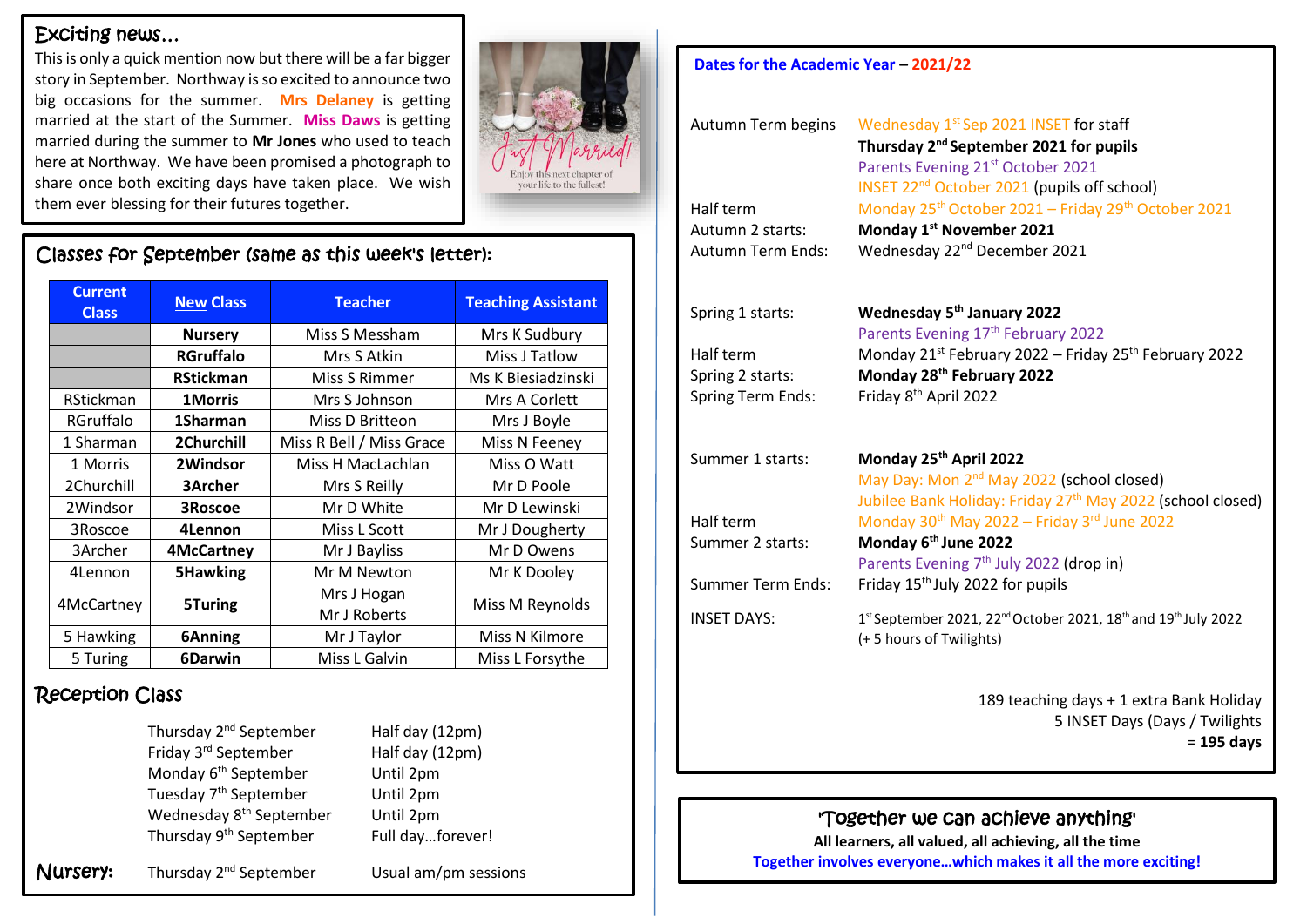## Exciting news…

This is only a quick mention now but there will be a far bigger story in September. Northway is so excited to announce two big occasions for the summer. **Mrs Delaney** is getting married at the start of the Summer. **Miss Daws** is getting married during the summer to **Mr Jones** who used to teach here at Northway. We have been promised a photograph to share once both exciting days have taken place. We wish them ever blessing for their futures together.

## Classes for September (same as this week's letter):

| Current Class | New Class | Teacher | Teaching Assistant |
|---|---|---|---|
| | **Nursery** | Miss S Messham | Mrs K Sudbury |
| | **RGruffalo** | Mrs S Atkin | Miss J Tatlow |
| | **RStickman** | Miss S Rimmer | Ms K Biesiadzinski |
| RStickman | **1Morris** | Mrs S Johnson | Mrs A Corlett |
| RGruffalo | **1Sharman** | Miss D Britteon | Mrs J Boyle |
| 1 Sharman | **2Churchill** | Miss R Bell / Miss Grace | Miss N Feeney |
| 1 Morris | **2Windsor** | Miss H MacLachlan | Miss O Watt |
| 2Churchill | **3Archer** | Mrs S Reilly | Mr D Poole |
| 2Windsor | **3Roscoe** | Mr D White | Mr D Lewinski |
| 3Roscoe | **4Lennon** | Miss L Scott | Mr J Dougherty |
| 3Archer | **4McCartney** | Mr J Bayliss | Mr D Owens |
| 4Lennon | **5Hawking** | Mr M Newton | Mr K Dooley |
| 4McCartney | **5Turing** | Mrs J Hogan<br>Mr J Roberts | Miss M Reynolds |
| 5 Hawking | **6Anning** | Mr J Taylor | Miss N Kilmore |
| 5 Turing | **6Darwin** | Miss L Galvin | Miss L Forsythe |

## Reception Class

| | |
|---|---|
| Thursday 2nd September | Half day (12pm) |
| Friday 3rd September | Half day (12pm) |
| Monday 6th September | Until 2pm |
| Tuesday 7th September | Until 2pm |
| Wednesday 8th September | Until 2pm |
| Thursday 9th September | Full day…forever! |

**Nursery:** Thursday 2nd September — Usual am/pm sessions

## Dates for the Academic Year – 2021/22

| | |
|---|---|
| Autumn Term begins | Wednesday 1st Sep 2021 INSET for staff |
| | **Thursday 2nd September 2021 for pupils** |
| | Parents Evening 21st October 2021 |
| | INSET 22nd October 2021 (pupils off school) |
| Half term | Monday 25th October 2021 – Friday 29th October 2021 |
| Autumn 2 starts: | **Monday 1st November 2021** |
| Autumn Term Ends: | Wednesday 22nd December 2021 |
| Spring 1 starts: | **Wednesday 5th January 2022** |
| | Parents Evening 17th February 2022 |
| Half term | Monday 21st February 2022 – Friday 25th February 2022 |
| Spring 2 starts: | **Monday 28th February 2022** |
| Spring Term Ends: | Friday 8th April 2022 |
| Summer 1 starts: | **Monday 25th April 2022** |
| | May Day: Mon 2nd May 2022 (school closed) |
| | Jubilee Bank Holiday: Friday 27th May 2022 (school closed) |
| Half term | Monday 30th May 2022 – Friday 3rd June 2022 |
| Summer 2 starts: | **Monday 6th June 2022** |
| | Parents Evening 7th July 2022 (drop in) |
| Summer Term Ends: | Friday 15th July 2022 for pupils |
| INSET DAYS: | 1st September 2021, 22nd October 2021, 18th and 19th July 2022 (+ 5 hours of Twilights) |

189 teaching days + 1 extra Bank Holiday
5 INSET Days (Days / Twilights
= **195 days**

## 'Together we can achieve anything'

**All learners, all valued, all achieving, all the time**

**Together involves everyone…which makes it all the more exciting!**